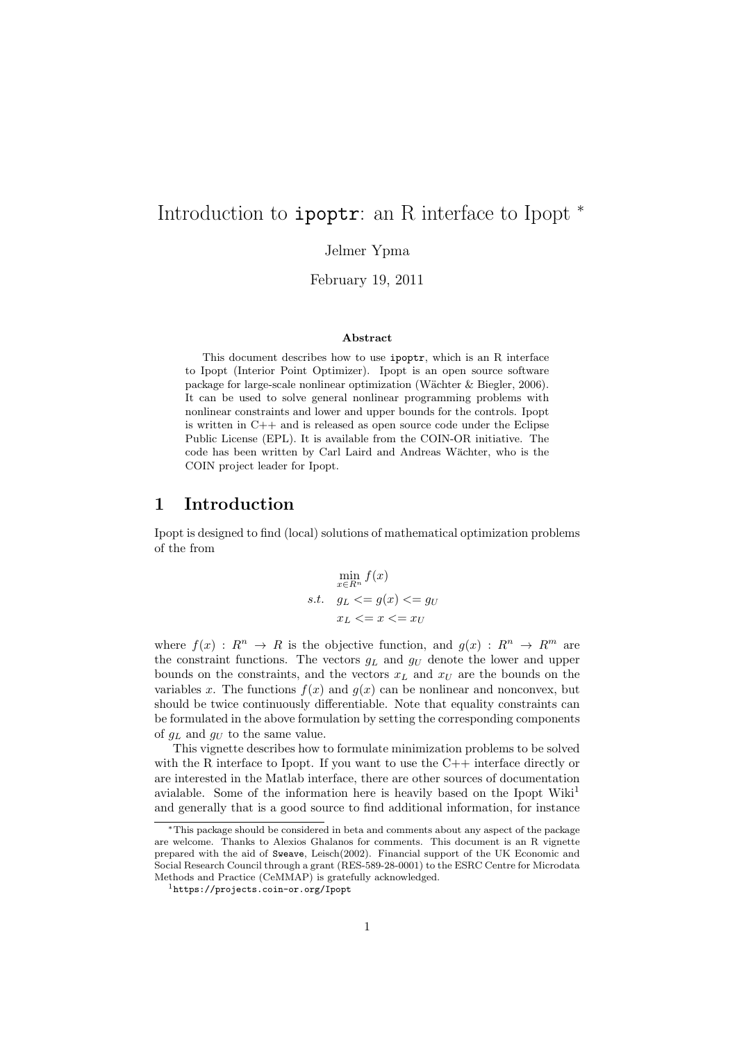# Introduction to `ipoptr`: an R interface to Ipopt *

Jelmer Ypma

February 19, 2011

**Abstract**

This document describes how to use `ipoptr`, which is an R interface to Ipopt (Interior Point Optimizer). Ipopt is an open source software package for large-scale nonlinear optimization (Wächter & Biegler, 2006). It can be used to solve general nonlinear programming problems with nonlinear constraints and lower and upper bounds for the controls. Ipopt is written in C++ and is released as open source code under the Eclipse Public License (EPL). It is available from the COIN-OR initiative. The code has been written by Carl Laird and Andreas Wächter, who is the COIN project leader for Ipopt.

## 1 Introduction

Ipopt is designed to find (local) solutions of mathematical optimization problems of the from

$$
\begin{aligned}
&\min_{x \in R^n} f(x) \\
s.t. \quad & g_L <= g(x) <= g_U \\
& x_L <= x <= x_U
\end{aligned}
$$

where $f(x) : R^n \rightarrow R$ is the objective function, and $g(x) : R^n \rightarrow R^m$ are the constraint functions. The vectors $g_L$ and $g_U$ denote the lower and upper bounds on the constraints, and the vectors $x_L$ and $x_U$ are the bounds on the variables $x$. The functions $f(x)$ and $g(x)$ can be nonlinear and nonconvex, but should be twice continuously differentiable. Note that equality constraints can be formulated in the above formulation by setting the corresponding components of $g_L$ and $g_U$ to the same value.

This vignette describes how to formulate minimization problems to be solved with the R interface to Ipopt. If you want to use the C++ interface directly or are interested in the Matlab interface, there are other sources of documentation avialable. Some of the information here is heavily based on the Ipopt Wiki[1] and generally that is a good source to find additional information, for instance

*This package should be considered in beta and comments about any aspect of the package are welcome. Thanks to Alexios Ghalanos for comments. This document is an R vignette prepared with the aid of `Sweave`, Leisch(2002). Financial support of the UK Economic and Social Research Council through a grant (RES-589-28-0001) to the ESRC Centre for Microdata Methods and Practice (CeMMAP) is gratefully acknowledged.

[1] `https://projects.coin-or.org/Ipopt`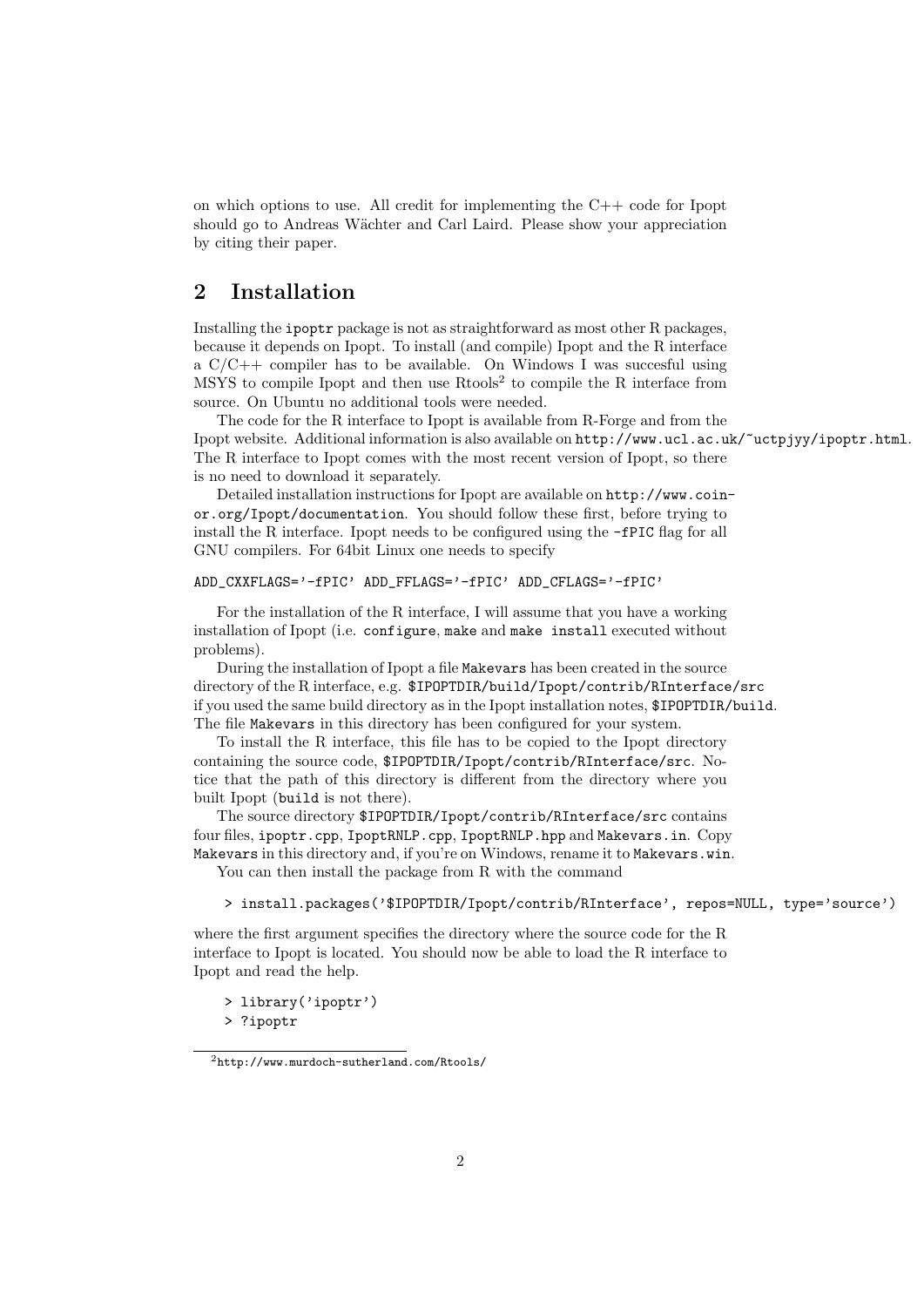on which options to use. All credit for implementing the C++ code for Ipopt should go to Andreas Wächter and Carl Laird. Please show your appreciation by citing their paper.

## 2 Installation

Installing the `ipoptr` package is not as straightforward as most other R packages, because it depends on Ipopt. To install (and compile) Ipopt and the R interface a C/C++ compiler has to be available. On Windows I was succesful using MSYS to compile Ipopt and then use Rtools[2] to compile the R interface from source. On Ubuntu no additional tools were needed.

The code for the R interface to Ipopt is available from R-Forge and from the Ipopt website. Additional information is also available on `http://www.ucl.ac.uk/~uctpjyy/ipoptr.html`. The R interface to Ipopt comes with the most recent version of Ipopt, so there is no need to download it separately.

Detailed installation instructions for Ipopt are available on `http://www.coin-or.org/Ipopt/documentation`. You should follow these first, before trying to install the R interface. Ipopt needs to be configured using the `-fPIC` flag for all GNU compilers. For 64bit Linux one needs to specify

```
ADD_CXXFLAGS='-fPIC' ADD_FFLAGS='-fPIC' ADD_CFLAGS='-fPIC'
```

For the installation of the R interface, I will assume that you have a working installation of Ipopt (i.e. `configure`, `make` and `make install` executed without problems).

During the installation of Ipopt a file `Makevars` has been created in the source directory of the R interface, e.g. `$IPOPTDIR/build/Ipopt/contrib/RInterface/src` if you used the same build directory as in the Ipopt installation notes, `$IPOPTDIR/build`. The file `Makevars` in this directory has been configured for your system.

To install the R interface, this file has to be copied to the Ipopt directory containing the source code, `$IPOPTDIR/Ipopt/contrib/RInterface/src`. Notice that the path of this directory is different from the directory where you built Ipopt (`build` is not there).

The source directory `$IPOPTDIR/Ipopt/contrib/RInterface/src` contains four files, `ipoptr.cpp`, `IpoptRNLP.cpp`, `IpoptRNLP.hpp` and `Makevars.in`. Copy `Makevars` in this directory and, if you're on Windows, rename it to `Makevars.win`.

You can then install the package from R with the command

```
> install.packages('$IPOPTDIR/Ipopt/contrib/RInterface', repos=NULL, type='source')
```

where the first argument specifies the directory where the source code for the R interface to Ipopt is located. You should now be able to load the R interface to Ipopt and read the help.

```
> library('ipoptr')
> ?ipoptr
```

[2] `http://www.murdoch-sutherland.com/Rtools/`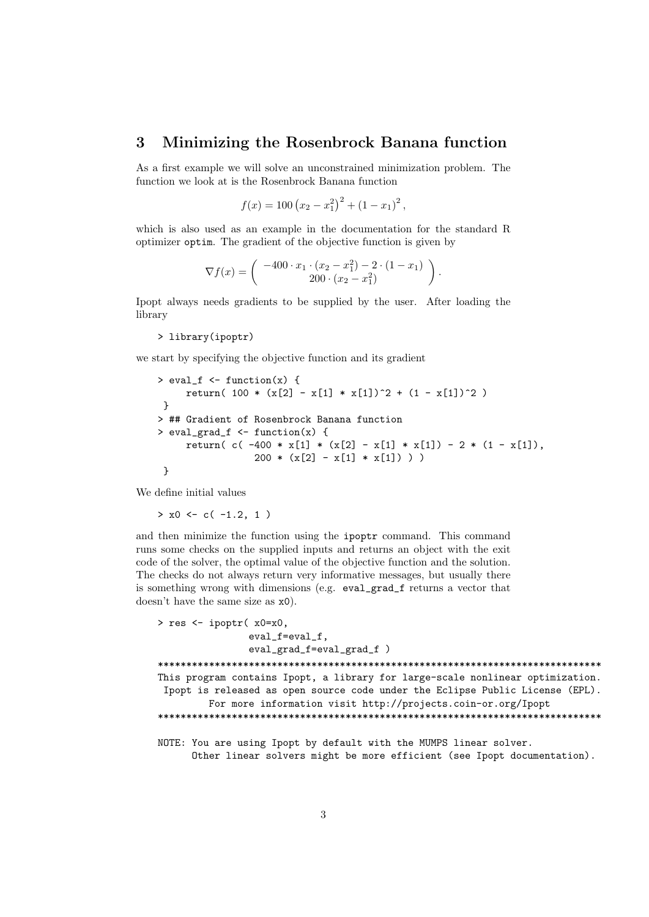## 3 Minimizing the Rosenbrock Banana function

As a first example we will solve an unconstrained minimization problem. The function we look at is the Rosenbrock Banana function

$$f(x) = 100\left(x_2 - x_1^2\right)^2 + \left(1 - x_1\right)^2,$$

which is also used as an example in the documentation for the standard R optimizer `optim`. The gradient of the objective function is given by

$$\nabla f(x) = \begin{pmatrix} -400 \cdot x_1 \cdot (x_2 - x_1^2) - 2 \cdot (1 - x_1) \\ 200 \cdot (x_2 - x_1^2) \end{pmatrix}.$$

Ipopt always needs gradients to be supplied by the user. After loading the library

```
> library(ipoptr)
```

we start by specifying the objective function and its gradient

```
> eval_f <- function(x) {
      return( 100 * (x[2] - x[1] * x[1])^2 + (1 - x[1])^2 )
  }
> ## Gradient of Rosenbrock Banana function
> eval_grad_f <- function(x) {
      return( c( -400 * x[1] * (x[2] - x[1] * x[1]) - 2 * (1 - x[1]),
                 200 * (x[2] - x[1] * x[1]) ) )
  }
```

We define initial values

```
> x0 <- c( -1.2, 1 )
```

and then minimize the function using the `ipoptr` command. This command runs some checks on the supplied inputs and returns an object with the exit code of the solver, the optimal value of the objective function and the solution. The checks do not always return very informative messages, but usually there is something wrong with dimensions (e.g. `eval_grad_f` returns a vector that doesn't have the same size as `x0`).

```
> res <- ipoptr( x0=x0,
                 eval_f=eval_f,
                 eval_grad_f=eval_grad_f )
******************************************************************************
This program contains Ipopt, a library for large-scale nonlinear optimization.
 Ipopt is released as open source code under the Eclipse Public License (EPL).
         For more information visit http://projects.coin-or.org/Ipopt
******************************************************************************

NOTE: You are using Ipopt by default with the MUMPS linear solver.
      Other linear solvers might be more efficient (see Ipopt documentation).
```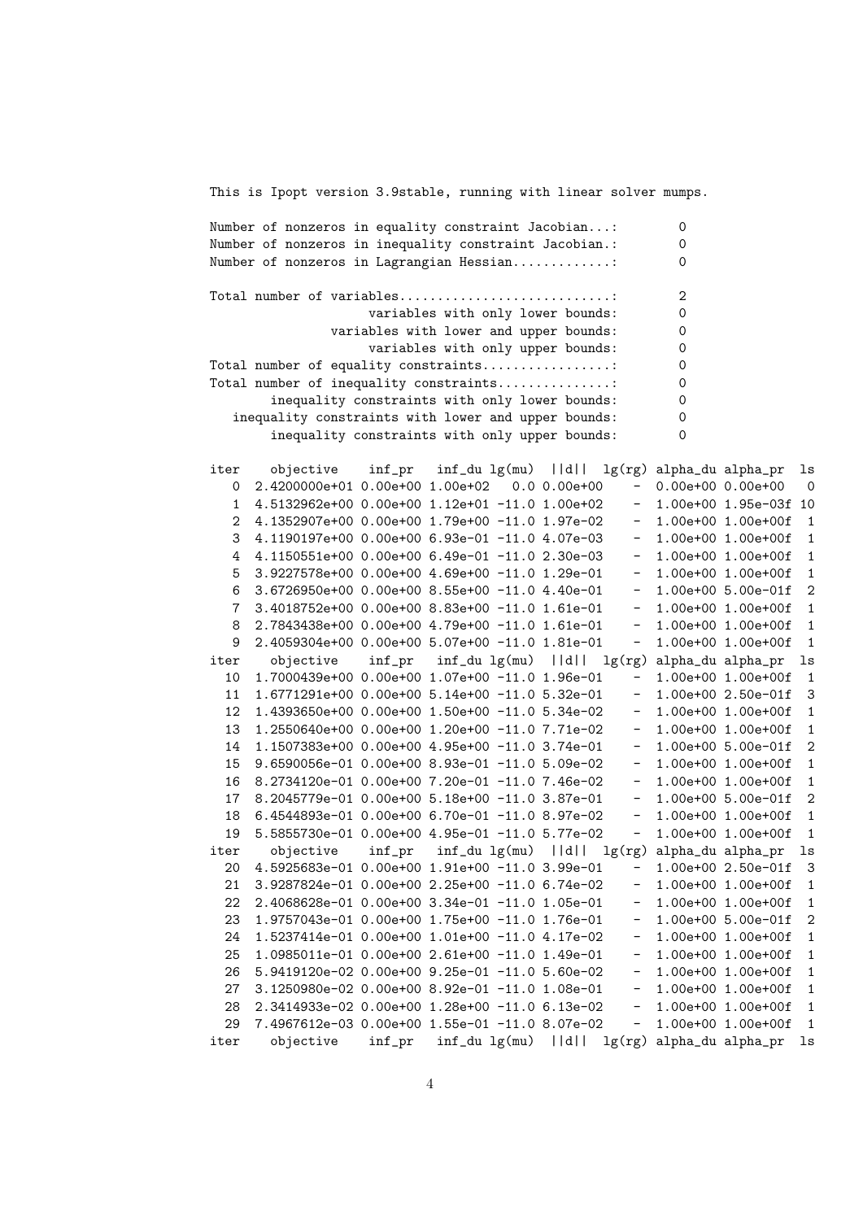```
This is Ipopt version 3.9stable, running with linear solver mumps.

Number of nonzeros in equality constraint Jacobian...:        0
Number of nonzeros in inequality constraint Jacobian.:        0
Number of nonzeros in Lagrangian Hessian.............:        0

Total number of variables............................:        2
                     variables with only lower bounds:        0
                variables with lower and upper bounds:        0
                     variables with only upper bounds:        0
Total number of equality constraints.................:        0
Total number of inequality constraints...............:        0
        inequality constraints with only lower bounds:        0
   inequality constraints with lower and upper bounds:        0
        inequality constraints with only upper bounds:        0

iter    objective    inf_pr   inf_du lg(mu)  ||d||  lg(rg) alpha_du alpha_pr  ls
   0  2.4200000e+01 0.00e+00 1.00e+02   0.0 0.00e+00    -  0.00e+00 0.00e+00   0
   1  4.5132962e+00 0.00e+00 1.12e+01 -11.0 1.00e+02    -  1.00e+00 1.95e-03f 10
   2  4.1352907e+00 0.00e+00 1.79e+00 -11.0 1.97e-02    -  1.00e+00 1.00e+00f  1
   3  4.1190197e+00 0.00e+00 6.93e-01 -11.0 4.07e-03    -  1.00e+00 1.00e+00f  1
   4  4.1150551e+00 0.00e+00 6.49e-01 -11.0 2.30e-03    -  1.00e+00 1.00e+00f  1
   5  3.9227578e+00 0.00e+00 4.69e+00 -11.0 1.29e-01    -  1.00e+00 1.00e+00f  1
   6  3.6726950e+00 0.00e+00 8.55e+00 -11.0 4.40e-01    -  1.00e+00 5.00e-01f  2
   7  3.4018752e+00 0.00e+00 8.83e+00 -11.0 1.61e-01    -  1.00e+00 1.00e+00f  1
   8  2.7843438e+00 0.00e+00 4.79e+00 -11.0 1.61e-01    -  1.00e+00 1.00e+00f  1
   9  2.4059304e+00 0.00e+00 5.07e+00 -11.0 1.81e-01    -  1.00e+00 1.00e+00f  1
iter    objective    inf_pr   inf_du lg(mu)  ||d||  lg(rg) alpha_du alpha_pr  ls
  10  1.7000439e+00 0.00e+00 1.07e+00 -11.0 1.96e-01    -  1.00e+00 1.00e+00f  1
  11  1.6771291e+00 0.00e+00 5.14e+00 -11.0 5.32e-01    -  1.00e+00 2.50e-01f  3
  12  1.4393650e+00 0.00e+00 1.50e+00 -11.0 5.34e-02    -  1.00e+00 1.00e+00f  1
  13  1.2550640e+00 0.00e+00 1.20e+00 -11.0 7.71e-02    -  1.00e+00 1.00e+00f  1
  14  1.1507383e+00 0.00e+00 4.95e+00 -11.0 3.74e-01    -  1.00e+00 5.00e-01f  2
  15  9.6590056e-01 0.00e+00 8.93e-01 -11.0 5.09e-02    -  1.00e+00 1.00e+00f  1
  16  8.2734120e-01 0.00e+00 7.20e-01 -11.0 7.46e-02    -  1.00e+00 1.00e+00f  1
  17  8.2045779e-01 0.00e+00 5.18e+00 -11.0 3.87e-01    -  1.00e+00 5.00e-01f  2
  18  6.4544893e-01 0.00e+00 6.70e-01 -11.0 8.97e-02    -  1.00e+00 1.00e+00f  1
  19  5.5855730e-01 0.00e+00 4.95e-01 -11.0 5.77e-02    -  1.00e+00 1.00e+00f  1
iter    objective    inf_pr   inf_du lg(mu)  ||d||  lg(rg) alpha_du alpha_pr  ls
  20  4.5925683e-01 0.00e+00 1.91e+00 -11.0 3.99e-01    -  1.00e+00 2.50e-01f  3
  21  3.9287824e-01 0.00e+00 2.25e+00 -11.0 6.74e-02    -  1.00e+00 1.00e+00f  1
  22  2.4068628e-01 0.00e+00 3.34e-01 -11.0 1.05e-01    -  1.00e+00 1.00e+00f  1
  23  1.9757043e-01 0.00e+00 1.75e+00 -11.0 1.76e-01    -  1.00e+00 5.00e-01f  2
  24  1.5237414e-01 0.00e+00 1.01e+00 -11.0 4.17e-02    -  1.00e+00 1.00e+00f  1
  25  1.0985011e-01 0.00e+00 2.61e+00 -11.0 1.49e-01    -  1.00e+00 1.00e+00f  1
  26  5.9419120e-02 0.00e+00 9.25e-01 -11.0 5.60e-02    -  1.00e+00 1.00e+00f  1
  27  3.1250980e-02 0.00e+00 8.92e-01 -11.0 1.08e-01    -  1.00e+00 1.00e+00f  1
  28  2.3414933e-02 0.00e+00 1.28e+00 -11.0 6.13e-02    -  1.00e+00 1.00e+00f  1
  29  7.4967612e-03 0.00e+00 1.55e-01 -11.0 8.07e-02    -  1.00e+00 1.00e+00f  1
iter    objective    inf_pr   inf_du lg(mu)  ||d||  lg(rg) alpha_du alpha_pr  ls
```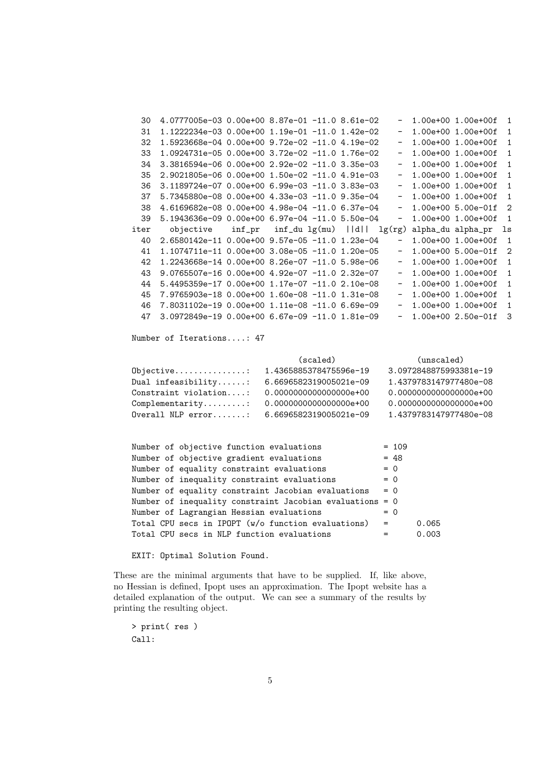```
  30  4.0777005e-03 0.00e+00 8.87e-01 -11.0 8.61e-02    -  1.00e+00 1.00e+00f  1
  31  1.1222234e-03 0.00e+00 1.19e-01 -11.0 1.42e-02    -  1.00e+00 1.00e+00f  1
  32  1.5923668e-04 0.00e+00 9.72e-02 -11.0 4.19e-02    -  1.00e+00 1.00e+00f  1
  33  1.0924731e-05 0.00e+00 3.72e-02 -11.0 1.76e-02    -  1.00e+00 1.00e+00f  1
  34  3.3816594e-06 0.00e+00 2.92e-02 -11.0 3.35e-03    -  1.00e+00 1.00e+00f  1
  35  2.9021805e-06 0.00e+00 1.50e-02 -11.0 4.91e-03    -  1.00e+00 1.00e+00f  1
  36  3.1189724e-07 0.00e+00 6.99e-03 -11.0 3.83e-03    -  1.00e+00 1.00e+00f  1
  37  5.7345880e-08 0.00e+00 4.33e-03 -11.0 9.35e-04    -  1.00e+00 1.00e+00f  1
  38  4.6169682e-08 0.00e+00 4.98e-04 -11.0 6.37e-04    -  1.00e+00 5.00e-01f  2
  39  5.1943636e-09 0.00e+00 6.97e-04 -11.0 5.50e-04    -  1.00e+00 1.00e+00f  1
iter    objective    inf_pr   inf_du lg(mu)  ||d||  lg(rg) alpha_du alpha_pr  ls
  40  2.6580142e-11 0.00e+00 9.57e-05 -11.0 1.23e-04    -  1.00e+00 1.00e+00f  1
  41  1.1074711e-11 0.00e+00 3.08e-05 -11.0 1.20e-05    -  1.00e+00 5.00e-01f  2
  42  1.2243668e-14 0.00e+00 8.26e-07 -11.0 5.98e-06    -  1.00e+00 1.00e+00f  1
  43  9.0765507e-16 0.00e+00 4.92e-07 -11.0 2.32e-07    -  1.00e+00 1.00e+00f  1
  44  5.4495359e-17 0.00e+00 1.17e-07 -11.0 2.10e-08    -  1.00e+00 1.00e+00f  1
  45  7.9765903e-18 0.00e+00 1.60e-08 -11.0 1.31e-08    -  1.00e+00 1.00e+00f  1
  46  7.8031102e-19 0.00e+00 1.11e-08 -11.0 6.69e-09    -  1.00e+00 1.00e+00f  1
  47  3.0972849e-19 0.00e+00 6.67e-09 -11.0 1.81e-09    -  1.00e+00 2.50e-01f  3

Number of Iterations....: 47

                                   (scaled)                 (unscaled)
Objective...............:   1.4365885378475596e-19    3.0972848875993381e-19
Dual infeasibility......:   6.6696582319005021e-09    1.4379783147977480e-08
Constraint violation....:   0.0000000000000000e+00    0.0000000000000000e+00
Complementarity.........:   0.0000000000000000e+00    0.0000000000000000e+00
Overall NLP error.......:   6.6696582319005021e-09    1.4379783147977480e-08


Number of objective function evaluations             = 109
Number of objective gradient evaluations             = 48
Number of equality constraint evaluations            = 0
Number of inequality constraint evaluations          = 0
Number of equality constraint Jacobian evaluations   = 0
Number of inequality constraint Jacobian evaluations = 0
Number of Lagrangian Hessian evaluations             = 0
Total CPU secs in IPOPT (w/o function evaluations)   =      0.065
Total CPU secs in NLP function evaluations           =      0.003

EXIT: Optimal Solution Found.
```

These are the minimal arguments that have to be supplied. If, like above, no Hessian is defined, Ipopt uses an approximation. The Ipopt website has a detailed explanation of the output. We can see a summary of the results by printing the resulting object.

```
> print( res )
Call:
```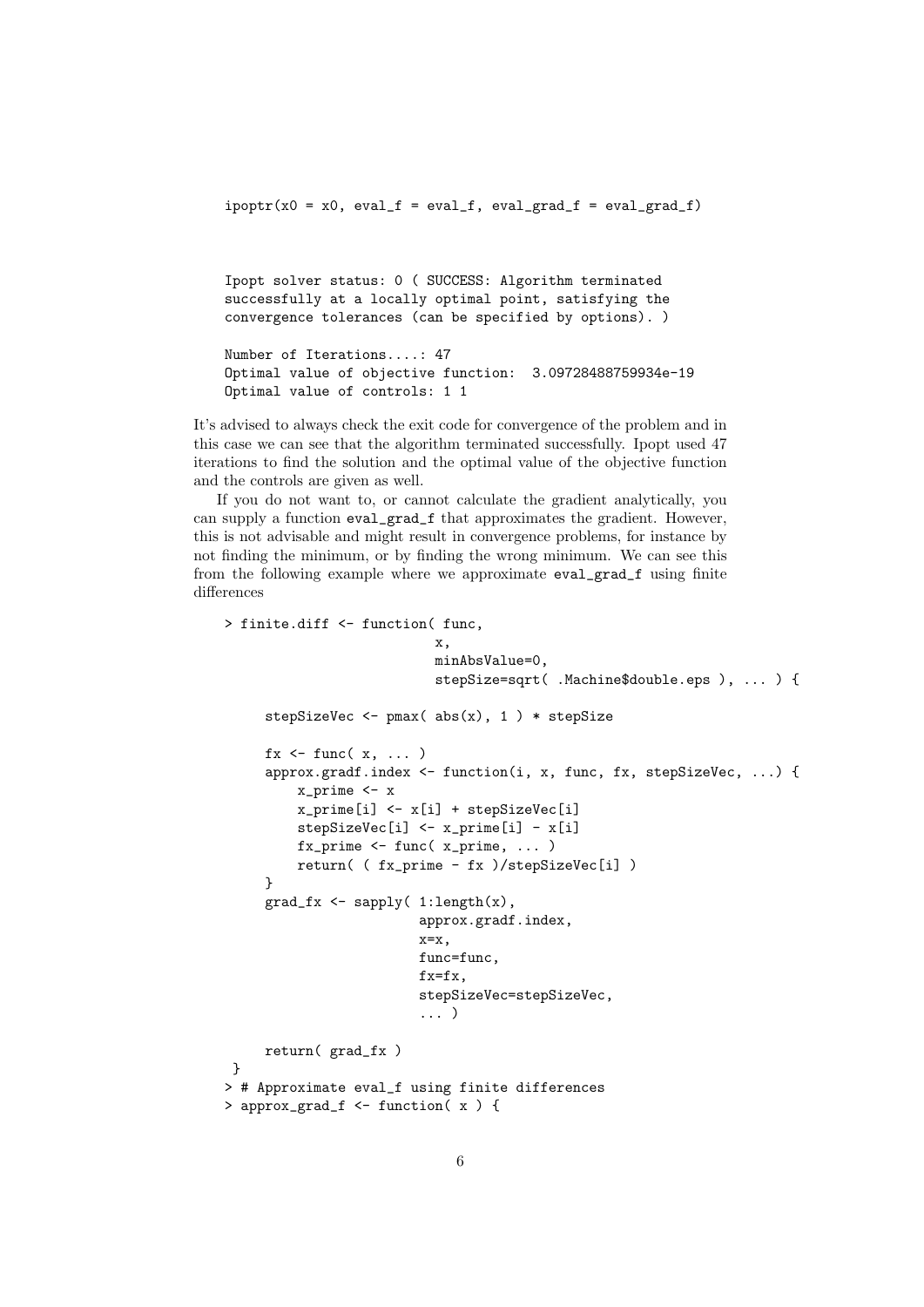```
ipoptr(x0 = x0, eval_f = eval_f, eval_grad_f = eval_grad_f)
```

```
Ipopt solver status: 0 ( SUCCESS: Algorithm terminated
successfully at a locally optimal point, satisfying the
convergence tolerances (can be specified by options). )

Number of Iterations....: 47
Optimal value of objective function:  3.09728488759934e-19
Optimal value of controls: 1 1
```

It's advised to always check the exit code for convergence of the problem and in this case we can see that the algorithm terminated successfully. Ipopt used 47 iterations to find the solution and the optimal value of the objective function and the controls are given as well.

If you do not want to, or cannot calculate the gradient analytically, you can supply a function `eval_grad_f` that approximates the gradient. However, this is not advisable and might result in convergence problems, for instance by not finding the minimum, or by finding the wrong minimum. We can see this from the following example where we approximate `eval_grad_f` using finite differences

```
> finite.diff <- function( func,
                           x,
                           minAbsValue=0,
                           stepSize=sqrt( .Machine$double.eps ), ... ) {

      stepSizeVec <- pmax( abs(x), 1 ) * stepSize

      fx <- func( x, ... )
      approx.gradf.index <- function(i, x, func, fx, stepSizeVec, ...) {
          x_prime <- x
          x_prime[i] <- x[i] + stepSizeVec[i]
          stepSizeVec[i] <- x_prime[i] - x[i]
          fx_prime <- func( x_prime, ... )
          return( ( fx_prime - fx )/stepSizeVec[i] )
      }
      grad_fx <- sapply( 1:length(x),
                         approx.gradf.index,
                         x=x,
                         func=func,
                         fx=fx,
                         stepSizeVec=stepSizeVec,
                         ... )

      return( grad_fx )
  }
> # Approximate eval_f using finite differences
> approx_grad_f <- function( x ) {
```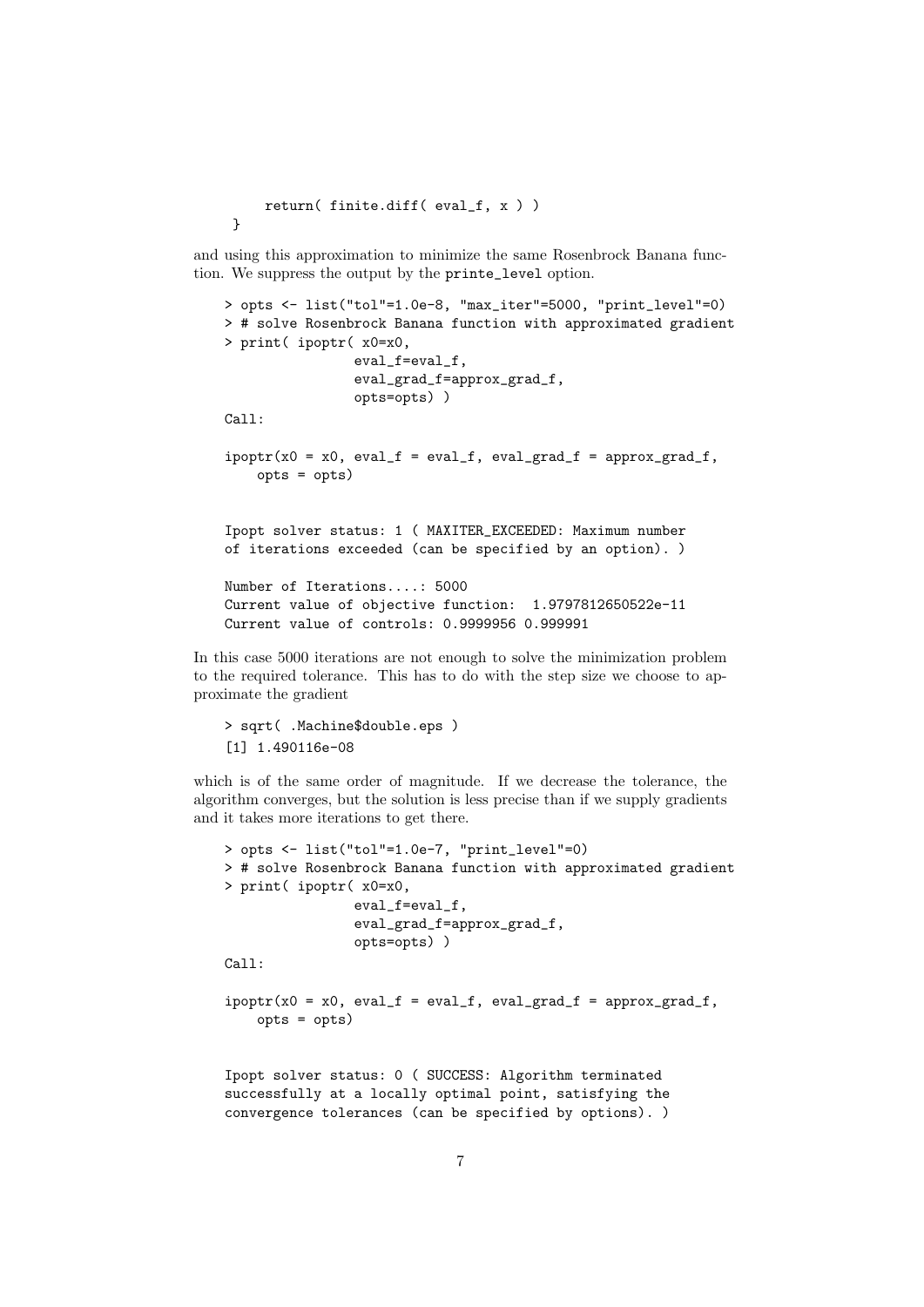```
        return( finite.diff( eval_f, x ) )
    }
```

and using this approximation to minimize the same Rosenbrock Banana function. We suppress the output by the `printe_level` option.

```
> opts <- list("tol"=1.0e-8, "max_iter"=5000, "print_level"=0)
> # solve Rosenbrock Banana function with approximated gradient
> print( ipoptr( x0=x0,
                 eval_f=eval_f,
                 eval_grad_f=approx_grad_f,
                 opts=opts) )
Call:

ipoptr(x0 = x0, eval_f = eval_f, eval_grad_f = approx_grad_f,
    opts = opts)


Ipopt solver status: 1 ( MAXITER_EXCEEDED: Maximum number
of iterations exceeded (can be specified by an option). )

Number of Iterations....: 5000
Current value of objective function:  1.9797812650522e-11
Current value of controls: 0.9999956 0.999991
```

In this case 5000 iterations are not enough to solve the minimization problem to the required tolerance. This has to do with the step size we choose to approximate the gradient

```
> sqrt( .Machine$double.eps )
[1] 1.490116e-08
```

which is of the same order of magnitude. If we decrease the tolerance, the algorithm converges, but the solution is less precise than if we supply gradients and it takes more iterations to get there.

```
> opts <- list("tol"=1.0e-7, "print_level"=0)
> # solve Rosenbrock Banana function with approximated gradient
> print( ipoptr( x0=x0,
                 eval_f=eval_f,
                 eval_grad_f=approx_grad_f,
                 opts=opts) )
Call:

ipoptr(x0 = x0, eval_f = eval_f, eval_grad_f = approx_grad_f,
    opts = opts)


Ipopt solver status: 0 ( SUCCESS: Algorithm terminated
successfully at a locally optimal point, satisfying the
convergence tolerances (can be specified by options). )
```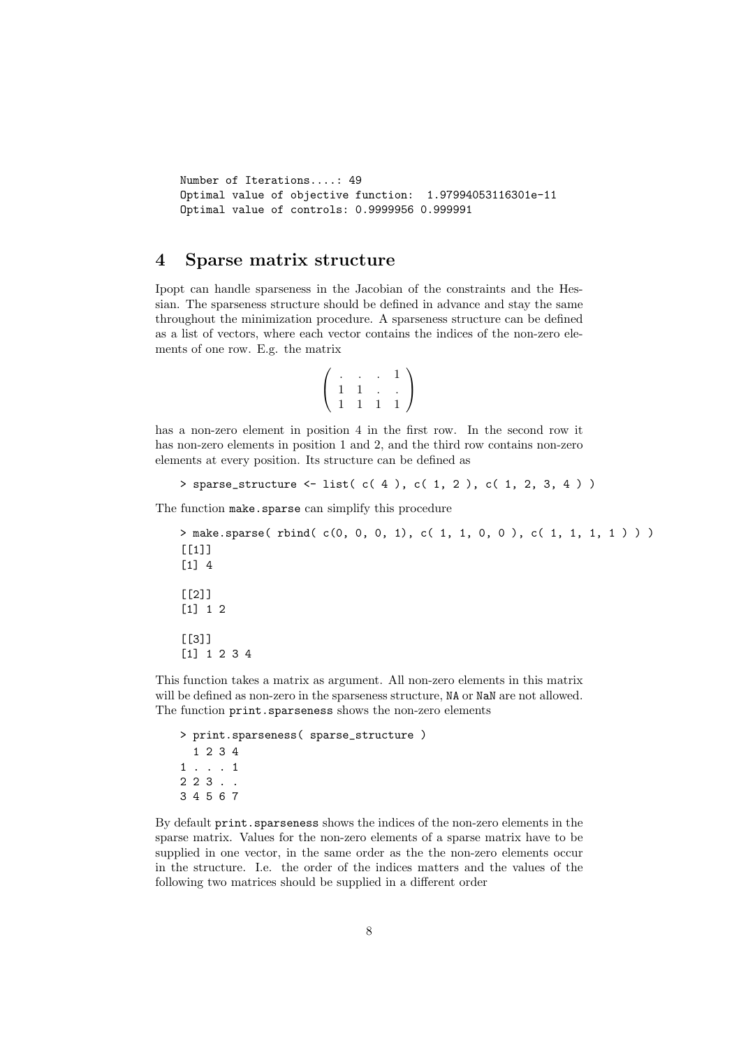```
Number of Iterations....: 49
Optimal value of objective function:  1.97994053116301e-11
Optimal value of controls: 0.9999956 0.999991
```

## 4 Sparse matrix structure

Ipopt can handle sparseness in the Jacobian of the constraints and the Hessian. The sparseness structure should be defined in advance and stay the same throughout the minimization procedure. A sparseness structure can be defined as a list of vectors, where each vector contains the indices of the non-zero elements of one row. E.g. the matrix

$$\left( \begin{array}{cccc} . & . & . & 1 \\ 1 & 1 & . & . \\ 1 & 1 & 1 & 1 \end{array} \right)$$

has a non-zero element in position 4 in the first row. In the second row it has non-zero elements in position 1 and 2, and the third row contains non-zero elements at every position. Its structure can be defined as

```
> sparse_structure <- list( c( 4 ), c( 1, 2 ), c( 1, 2, 3, 4 ) )
```

The function `make.sparse` can simplify this procedure

```
> make.sparse( rbind( c(0, 0, 0, 1), c( 1, 1, 0, 0 ), c( 1, 1, 1, 1 ) ) )
[[1]]
[1] 4

[[2]]
[1] 1 2

[[3]]
[1] 1 2 3 4
```

This function takes a matrix as argument. All non-zero elements in this matrix will be defined as non-zero in the sparseness structure, `NA` or `NaN` are not allowed. The function `print.sparseness` shows the non-zero elements

```
> print.sparseness( sparse_structure )
  1 2 3 4
1 . . . 1
2 2 3 . .
3 4 5 6 7
```

By default `print.sparseness` shows the indices of the non-zero elements in the sparse matrix. Values for the non-zero elements of a sparse matrix have to be supplied in one vector, in the same order as the the non-zero elements occur in the structure. I.e. the order of the indices matters and the values of the following two matrices should be supplied in a different order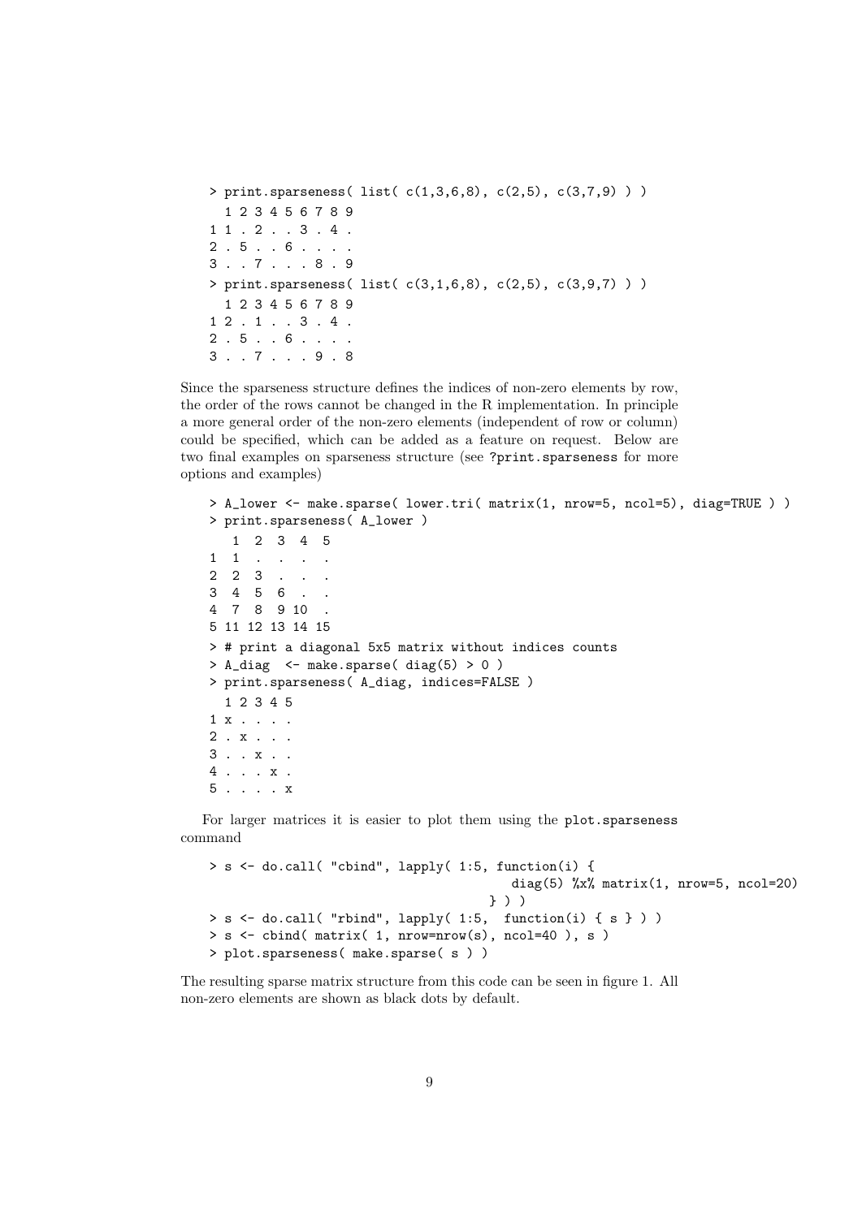```
> print.sparseness( list( c(1,3,6,8), c(2,5), c(3,7,9) ) )
  1 2 3 4 5 6 7 8 9
1 1 . 2 . . 3 . 4 .
2 . 5 . . 6 . . . .
3 . . 7 . . . 8 . 9
> print.sparseness( list( c(3,1,6,8), c(2,5), c(3,9,7) ) )
  1 2 3 4 5 6 7 8 9
1 2 . 1 . . 3 . 4 .
2 . 5 . . 6 . . . .
3 . . 7 . . . 9 . 8
```

Since the sparseness structure defines the indices of non-zero elements by row, the order of the rows cannot be changed in the R implementation. In principle a more general order of the non-zero elements (independent of row or column) could be specified, which can be added as a feature on request. Below are two final examples on sparseness structure (see `?print.sparseness` for more options and examples)

```
> A_lower <- make.sparse( lower.tri( matrix(1, nrow=5, ncol=5), diag=TRUE ) )
> print.sparseness( A_lower )
   1  2  3  4  5
1  1  .  .  .  .
2  2  3  .  .  .
3  4  5  6  .  .
4  7  8  9 10  .
5 11 12 13 14 15
> # print a diagonal 5x5 matrix without indices counts
> A_diag  <- make.sparse( diag(5) > 0 )
> print.sparseness( A_diag, indices=FALSE )
  1 2 3 4 5
1 x . . . .
2 . x . . .
3 . . x . .
4 . . . x .
5 . . . . x
```

For larger matrices it is easier to plot them using the `plot.sparseness` command

```
> s <- do.call( "cbind", lapply( 1:5, function(i) {
                                        diag(5) %x% matrix(1, nrow=5, ncol=20)
                                      } ) )
> s <- do.call( "rbind", lapply( 1:5,  function(i) { s } ) )
> s <- cbind( matrix( 1, nrow=nrow(s), ncol=40 ), s )
> plot.sparseness( make.sparse( s ) )
```

The resulting sparse matrix structure from this code can be seen in figure 1. All non-zero elements are shown as black dots by default.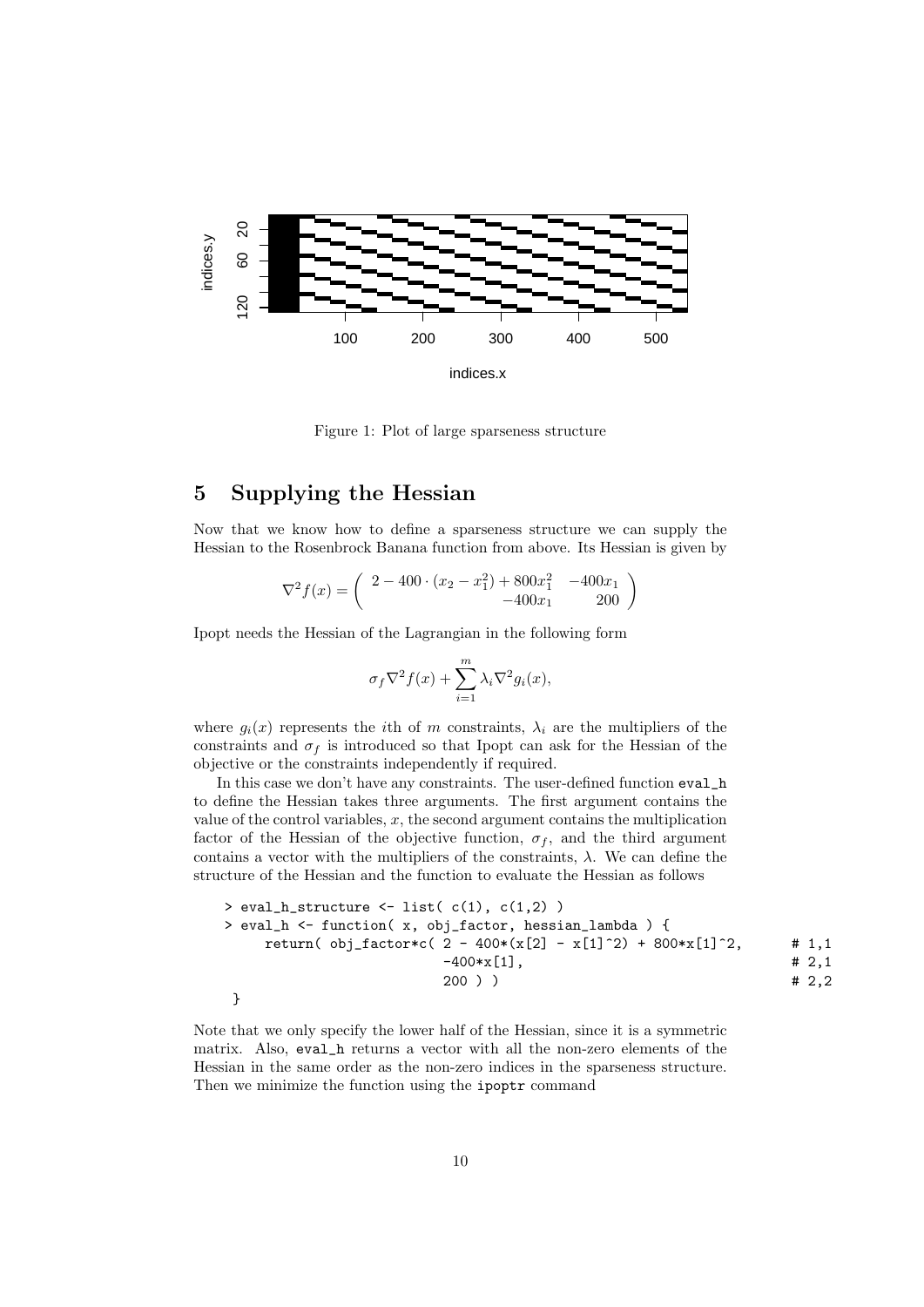Figure 1: Plot of large sparseness structure

## 5 Supplying the Hessian

Now that we know how to define a sparseness structure we can supply the Hessian to the Rosenbrock Banana function from above. Its Hessian is given by

$$\nabla^2 f(x) = \begin{pmatrix} 2 - 400 \cdot (x_2 - x_1^2) + 800x_1^2 & -400x_1 \\ -400x_1 & 200 \end{pmatrix}$$

Ipopt needs the Hessian of the Lagrangian in the following form

$$\sigma_f \nabla^2 f(x) + \sum_{i=1}^{m} \lambda_i \nabla^2 g_i(x),$$

where $g_i(x)$ represents the $i$th of $m$ constraints, $\lambda_i$ are the multipliers of the constraints and $\sigma_f$ is introduced so that Ipopt can ask for the Hessian of the objective or the constraints independently if required.

In this case we don't have any constraints. The user-defined function `eval_h` to define the Hessian takes three arguments. The first argument contains the value of the control variables, $x$, the second argument contains the multiplication factor of the Hessian of the objective function, $\sigma_f$, and the third argument contains a vector with the multipliers of the constraints, $\lambda$. We can define the structure of the Hessian and the function to evaluate the Hessian as follows

```
> eval_h_structure <- list( c(1), c(1,2) )
> eval_h <- function( x, obj_factor, hessian_lambda ) {
    return( obj_factor*c( 2 - 400*(x[2] - x[1]^2) + 800*x[1]^2,      # 1,1
                          -400*x[1],                                  # 2,1
                          200 ) )                                     # 2,2
  }
```

Note that we only specify the lower half of the Hessian, since it is a symmetric matrix. Also, `eval_h` returns a vector with all the non-zero elements of the Hessian in the same order as the non-zero indices in the sparseness structure. Then we minimize the function using the `ipoptr` command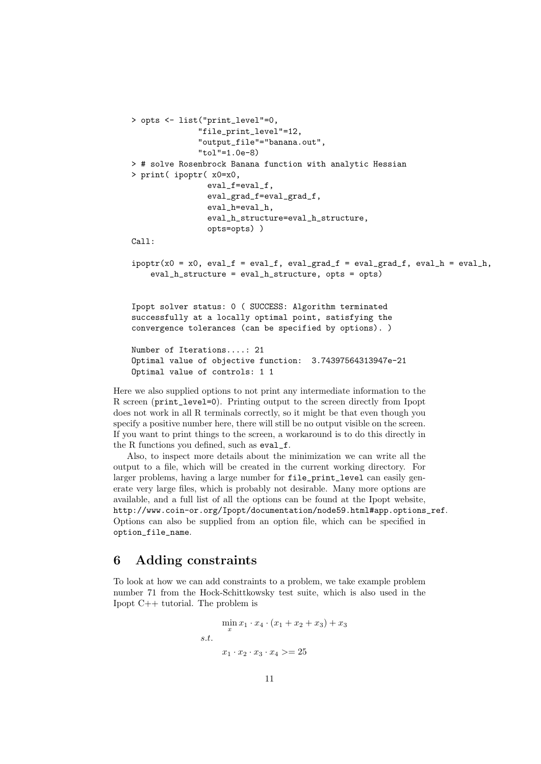```
> opts <- list("print_level"=0,
               "file_print_level"=12,
               "output_file"="banana.out",
               "tol"=1.0e-8)
> # solve Rosenbrock Banana function with analytic Hessian
> print( ipoptr( x0=x0,
                 eval_f=eval_f,
                 eval_grad_f=eval_grad_f,
                 eval_h=eval_h,
                 eval_h_structure=eval_h_structure,
                 opts=opts) )
Call:

ipoptr(x0 = x0, eval_f = eval_f, eval_grad_f = eval_grad_f, eval_h = eval_h,
    eval_h_structure = eval_h_structure, opts = opts)


Ipopt solver status: 0 ( SUCCESS: Algorithm terminated
successfully at a locally optimal point, satisfying the
convergence tolerances (can be specified by options). )

Number of Iterations....: 21
Optimal value of objective function:  3.74397564313947e-21
Optimal value of controls: 1 1
```

Here we also supplied options to not print any intermediate information to the R screen (print_level=0). Printing output to the screen directly from Ipopt does not work in all R terminals correctly, so it might be that even though you specify a positive number here, there will still be no output visible on the screen. If you want to print things to the screen, a workaround is to do this directly in the R functions you defined, such as eval_f.

Also, to inspect more details about the minimization we can write all the output to a file, which will be created in the current working directory. For larger problems, having a large number for file_print_level can easily generate very large files, which is probably not desirable. Many more options are available, and a full list of all the options can be found at the Ipopt website, http://www.coin-or.org/Ipopt/documentation/node59.html#app.options_ref. Options can also be supplied from an option file, which can be specified in option_file_name.

## 6 Adding constraints

To look at how we can add constraints to a problem, we take example problem number 71 from the Hock-Schittkowsky test suite, which is also used in the Ipopt C++ tutorial. The problem is

$$
\begin{aligned}
&\min_{x} x_1 \cdot x_4 \cdot (x_1 + x_2 + x_3) + x_3 \\
s.t.& \\
&x_1 \cdot x_2 \cdot x_3 \cdot x_4 >= 25
\end{aligned}
$$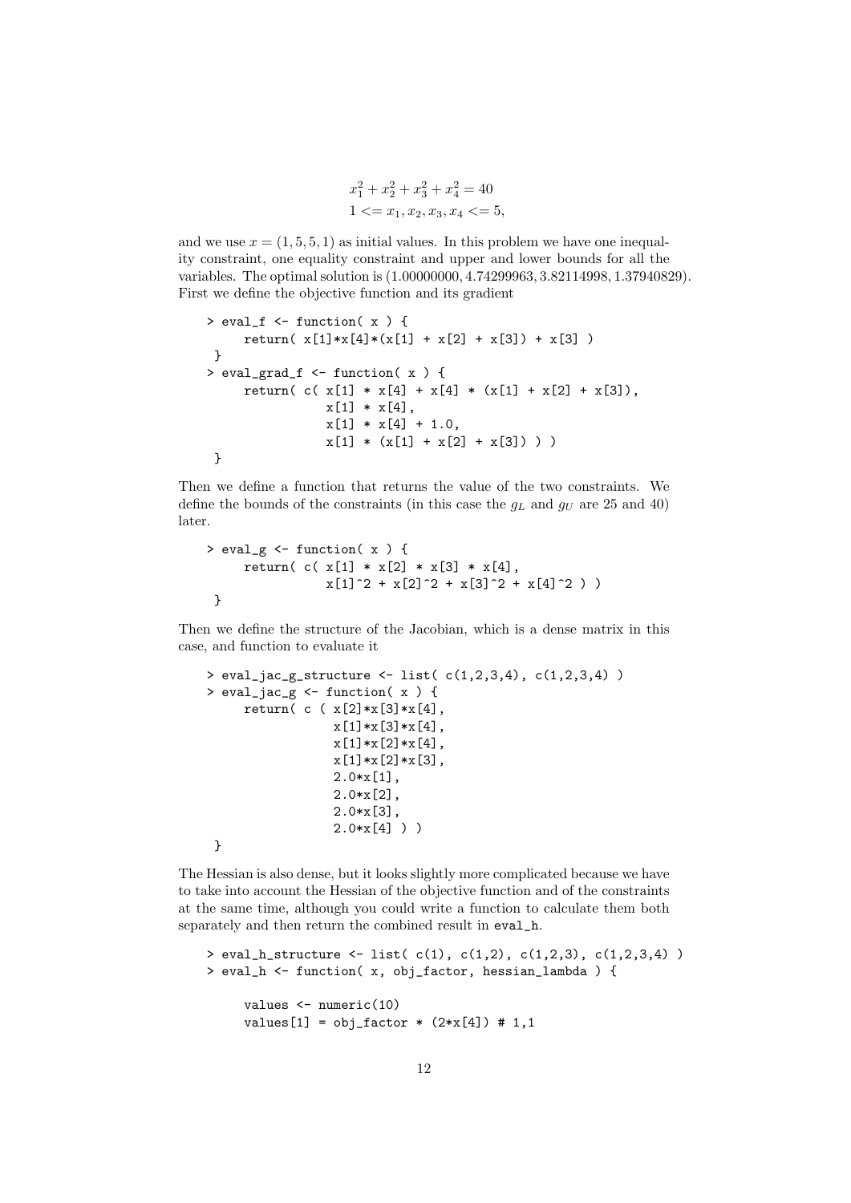$$x_1^2 + x_2^2 + x_3^2 + x_4^2 = 40$$
$$1 <= x_1, x_2, x_3, x_4 <= 5,$$

and we use $x = (1, 5, 5, 1)$ as initial values. In this problem we have one inequality constraint, one equality constraint and upper and lower bounds for all the variables. The optimal solution is $(1.00000000, 4.74299963, 3.82114998, 1.37940829)$. First we define the objective function and its gradient

```
> eval_f <- function( x ) {
      return( x[1]*x[4]*(x[1] + x[2] + x[3]) + x[3] )
  }
> eval_grad_f <- function( x ) {
      return( c( x[1] * x[4] + x[4] * (x[1] + x[2] + x[3]),
                 x[1] * x[4],
                 x[1] * x[4] + 1.0,
                 x[1] * (x[1] + x[2] + x[3]) ) )
  }
```

Then we define a function that returns the value of the two constraints. We define the bounds of the constraints (in this case the $g_L$ and $g_U$ are 25 and 40) later.

```
> eval_g <- function( x ) {
      return( c( x[1] * x[2] * x[3] * x[4],
                 x[1]^2 + x[2]^2 + x[3]^2 + x[4]^2 ) )
  }
```

Then we define the structure of the Jacobian, which is a dense matrix in this case, and function to evaluate it

```
> eval_jac_g_structure <- list( c(1,2,3,4), c(1,2,3,4) )
> eval_jac_g <- function( x ) {
      return( c ( x[2]*x[3]*x[4],
                  x[1]*x[3]*x[4],
                  x[1]*x[2]*x[4],
                  x[1]*x[2]*x[3],
                  2.0*x[1],
                  2.0*x[2],
                  2.0*x[3],
                  2.0*x[4] ) )
  }
```

The Hessian is also dense, but it looks slightly more complicated because we have to take into account the Hessian of the objective function and of the constraints at the same time, although you could write a function to calculate them both separately and then return the combined result in `eval_h`.

```
> eval_h_structure <- list( c(1), c(1,2), c(1,2,3), c(1,2,3,4) )
> eval_h <- function( x, obj_factor, hessian_lambda ) {

      values <- numeric(10)
      values[1] = obj_factor * (2*x[4]) # 1,1
```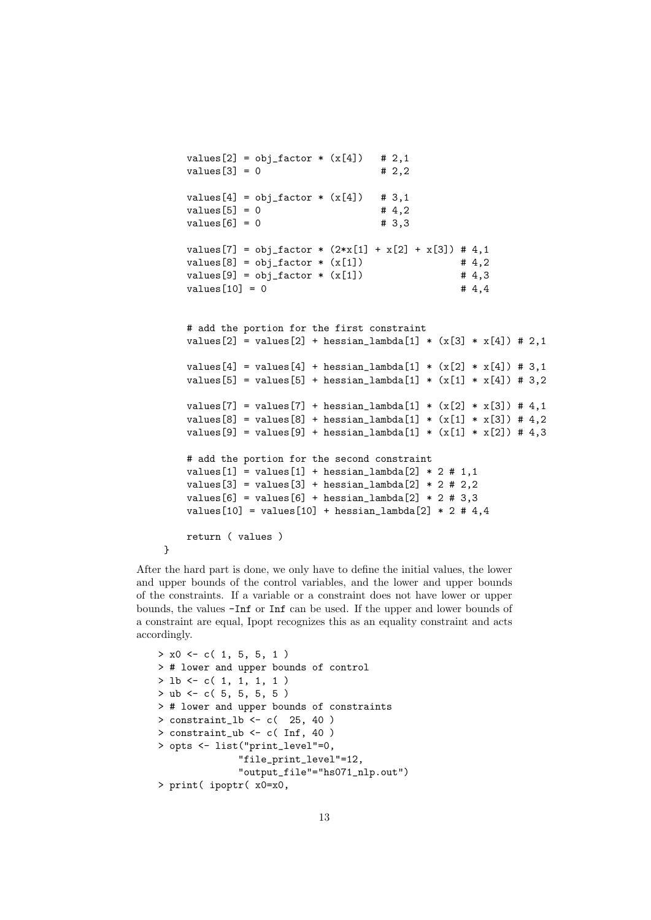```
        values[2] = obj_factor * (x[4])   # 2,1
        values[3] = 0                     # 2,2

        values[4] = obj_factor * (x[4])   # 3,1
        values[5] = 0                     # 4,2
        values[6] = 0                     # 3,3

        values[7] = obj_factor * (2*x[1] + x[2] + x[3]) # 4,1
        values[8] = obj_factor * (x[1])                 # 4,2
        values[9] = obj_factor * (x[1])                 # 4,3
        values[10] = 0                                  # 4,4


        # add the portion for the first constraint
        values[2] = values[2] + hessian_lambda[1] * (x[3] * x[4]) # 2,1

        values[4] = values[4] + hessian_lambda[1] * (x[2] * x[4]) # 3,1
        values[5] = values[5] + hessian_lambda[1] * (x[1] * x[4]) # 3,2

        values[7] = values[7] + hessian_lambda[1] * (x[2] * x[3]) # 4,1
        values[8] = values[8] + hessian_lambda[1] * (x[1] * x[3]) # 4,2
        values[9] = values[9] + hessian_lambda[1] * (x[1] * x[2]) # 4,3

        # add the portion for the second constraint
        values[1] = values[1] + hessian_lambda[2] * 2 # 1,1
        values[3] = values[3] + hessian_lambda[2] * 2 # 2,2
        values[6] = values[6] + hessian_lambda[2] * 2 # 3,3
        values[10] = values[10] + hessian_lambda[2] * 2 # 4,4

        return ( values )
    }
```

After the hard part is done, we only have to define the initial values, the lower and upper bounds of the control variables, and the lower and upper bounds of the constraints. If a variable or a constraint does not have lower or upper bounds, the values `-Inf` or `Inf` can be used. If the upper and lower bounds of a constraint are equal, Ipopt recognizes this as an equality constraint and acts accordingly.

```
> x0 <- c( 1, 5, 5, 1 )
> # lower and upper bounds of control
> lb <- c( 1, 1, 1, 1 )
> ub <- c( 5, 5, 5, 5 )
> # lower and upper bounds of constraints
> constraint_lb <- c(  25, 40 )
> constraint_ub <- c( Inf, 40 )
> opts <- list("print_level"=0,
               "file_print_level"=12,
               "output_file"="hs071_nlp.out")
> print( ipoptr( x0=x0,
```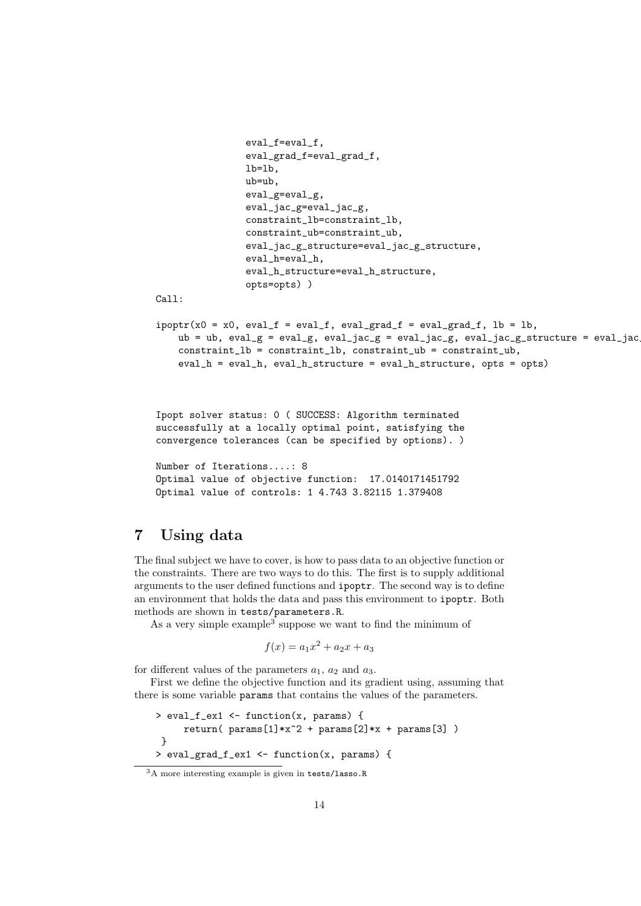```
                eval_f=eval_f,
                eval_grad_f=eval_grad_f,
                lb=lb,
                ub=ub,
                eval_g=eval_g,
                eval_jac_g=eval_jac_g,
                constraint_lb=constraint_lb,
                constraint_ub=constraint_ub,
                eval_jac_g_structure=eval_jac_g_structure,
                eval_h=eval_h,
                eval_h_structure=eval_h_structure,
                opts=opts) )
Call:

ipoptr(x0 = x0, eval_f = eval_f, eval_grad_f = eval_grad_f, lb = lb,
    ub = ub, eval_g = eval_g, eval_jac_g = eval_jac_g, eval_jac_g_structure = eval_jac_
    constraint_lb = constraint_lb, constraint_ub = constraint_ub,
    eval_h = eval_h, eval_h_structure = eval_h_structure, opts = opts)



Ipopt solver status: 0 ( SUCCESS: Algorithm terminated
successfully at a locally optimal point, satisfying the
convergence tolerances (can be specified by options). )

Number of Iterations....: 8
Optimal value of objective function:  17.0140171451792
Optimal value of controls: 1 4.743 3.82115 1.379408
```

# 7 Using data

The final subject we have to cover, is how to pass data to an objective function or the constraints. There are two ways to do this. The first is to supply additional arguments to the user defined functions and `ipoptr`. The second way is to define an environment that holds the data and pass this environment to `ipoptr`. Both methods are shown in `tests/parameters.R`.

As a very simple example[3] suppose we want to find the minimum of

$$f(x) = a_1 x^2 + a_2 x + a_3$$

for different values of the parameters $a_1$, $a_2$ and $a_3$.

First we define the objective function and its gradient using, assuming that there is some variable `params` that contains the values of the parameters.

```
> eval_f_ex1 <- function(x, params) {
      return( params[1]*x^2 + params[2]*x + params[3] )
  }
> eval_grad_f_ex1 <- function(x, params) {
```

[3] A more interesting example is given in `tests/lasso.R`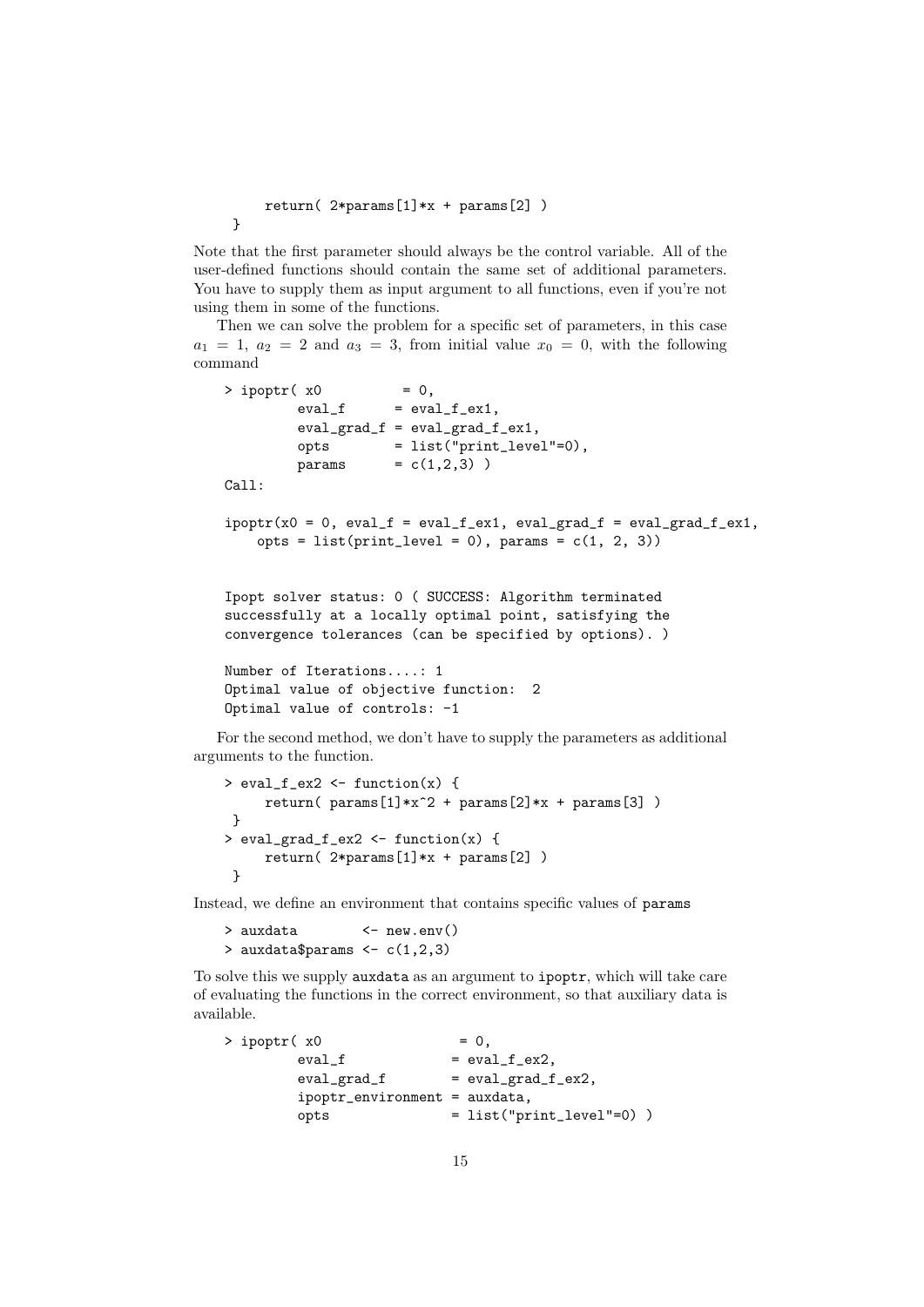```
        return( 2*params[1]*x + params[2] )
    }
```

Note that the first parameter should always be the control variable. All of the user-defined functions should contain the same set of additional parameters. You have to supply them as input argument to all functions, even if you're not using them in some of the functions.

Then we can solve the problem for a specific set of parameters, in this case $a_1 = 1$, $a_2 = 2$ and $a_3 = 3$, from initial value $x_0 = 0$, with the following command

```
> ipoptr( x0          = 0,
          eval_f      = eval_f_ex1,
          eval_grad_f = eval_grad_f_ex1,
          opts        = list("print_level"=0),
          params      = c(1,2,3) )
Call:

ipoptr(x0 = 0, eval_f = eval_f_ex1, eval_grad_f = eval_grad_f_ex1,
    opts = list(print_level = 0), params = c(1, 2, 3))


Ipopt solver status: 0 ( SUCCESS: Algorithm terminated
successfully at a locally optimal point, satisfying the
convergence tolerances (can be specified by options). )

Number of Iterations....: 1
Optimal value of objective function:  2
Optimal value of controls: -1
```

For the second method, we don't have to supply the parameters as additional arguments to the function.

```
> eval_f_ex2 <- function(x) {
      return( params[1]*x^2 + params[2]*x + params[3] )
  }
> eval_grad_f_ex2 <- function(x) {
      return( 2*params[1]*x + params[2] )
  }
```

Instead, we define an environment that contains specific values of params

```
> auxdata        <- new.env()
> auxdata$params <- c(1,2,3)
```

To solve this we supply auxdata as an argument to ipoptr, which will take care of evaluating the functions in the correct environment, so that auxiliary data is available.

```
> ipoptr( x0                 = 0,
          eval_f             = eval_f_ex2,
          eval_grad_f        = eval_grad_f_ex2,
          ipoptr_environment = auxdata,
          opts               = list("print_level"=0) )
```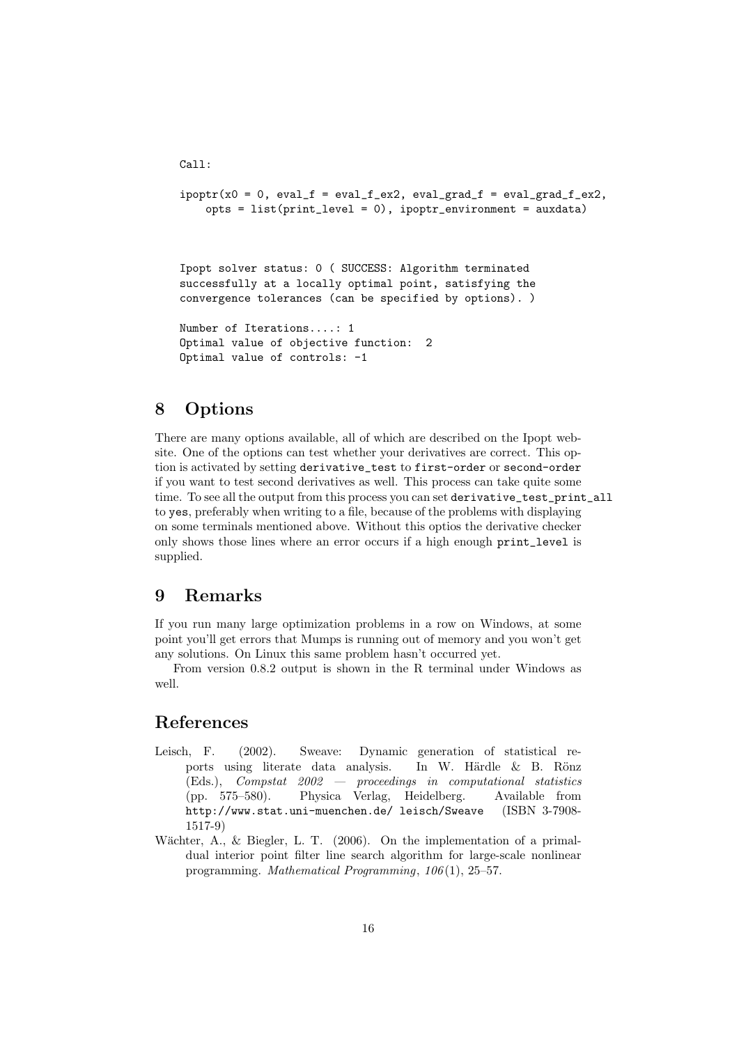```
Call:

ipoptr(x0 = 0, eval_f = eval_f_ex2, eval_grad_f = eval_grad_f_ex2,
    opts = list(print_level = 0), ipoptr_environment = auxdata)



Ipopt solver status: 0 ( SUCCESS: Algorithm terminated
successfully at a locally optimal point, satisfying the
convergence tolerances (can be specified by options). )

Number of Iterations....: 1
Optimal value of objective function:  2
Optimal value of controls: -1
```

# 8 Options

There are many options available, all of which are described on the Ipopt website. One of the options can test whether your derivatives are correct. This option is activated by setting `derivative_test` to `first-order` or `second-order` if you want to test second derivatives as well. This process can take quite some time. To see all the output from this process you can set `derivative_test_print_all` to `yes`, preferably when writing to a file, because of the problems with displaying on some terminals mentioned above. Without this optios the derivative checker only shows those lines where an error occurs if a high enough `print_level` is supplied.

# 9 Remarks

If you run many large optimization problems in a row on Windows, at some point you'll get errors that Mumps is running out of memory and you won't get any solutions. On Linux this same problem hasn't occurred yet.

From version 0.8.2 output is shown in the R terminal under Windows as well.

# References

Leisch, F. (2002). Sweave: Dynamic generation of statistical reports using literate data analysis. In W. Härdle & B. Rönz (Eds.), *Compstat 2002 — proceedings in computational statistics* (pp. 575–580). Physica Verlag, Heidelberg. Available from `http://www.stat.uni-muenchen.de/ leisch/Sweave` (ISBN 3-7908-1517-9)

Wächter, A., & Biegler, L. T. (2006). On the implementation of a primal-dual interior point filter line search algorithm for large-scale nonlinear programming. *Mathematical Programming*, *106*(1), 25–57.